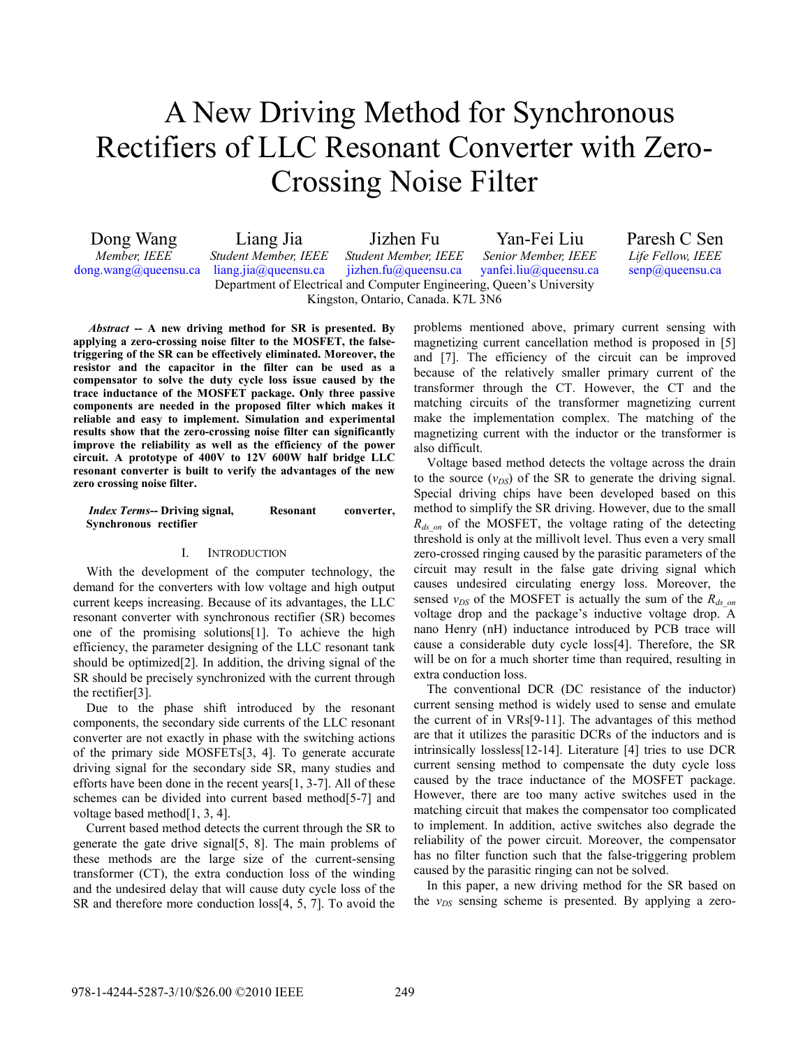# A New Driving Method for Synchronous Rectifiers of LLC Resonant Converter with Zero-Crossing Noise Filter

Dong Wang, *Member, IEEE*, dong.wang@queensu.ca
Liang Jia, *Student Member, IEEE*, liang.jia@queensu.ca
Jizhen Fu, *Student Member, IEEE*, jizhen.fu@queensu.ca
Yan-Fei Liu, *Senior Member, IEEE*, yanfei.liu@queensu.ca
Paresh C Sen, *Life Fellow, IEEE*, senp@queensu.ca

Department of Electrical and Computer Engineering, Queen's University
Kingston, Ontario, Canada. K7L 3N6

***Abstract* -- A new driving method for SR is presented. By applying a zero-crossing noise filter to the MOSFET, the false-triggering of the SR can be effectively eliminated. Moreover, the resistor and the capacitor in the filter can be used as a compensator to solve the duty cycle loss issue caused by the trace inductance of the MOSFET package. Only three passive components are needed in the proposed filter which makes it reliable and easy to implement. Simulation and experimental results show that the zero-crossing noise filter can significantly improve the reliability as well as the efficiency of the power circuit. A prototype of 400V to 12V 600W half bridge LLC resonant converter is built to verify the advantages of the new zero crossing noise filter.**

***Index Terms*-- Driving signal, Resonant converter, Synchronous rectifier**

## I. INTRODUCTION

With the development of the computer technology, the demand for the converters with low voltage and high output current keeps increasing. Because of its advantages, the LLC resonant converter with synchronous rectifier (SR) becomes one of the promising solutions[1]. To achieve the high efficiency, the parameter designing of the LLC resonant tank should be optimized[2]. In addition, the driving signal of the SR should be precisely synchronized with the current through the rectifier[3].

Due to the phase shift introduced by the resonant components, the secondary side currents of the LLC resonant converter are not exactly in phase with the switching actions of the primary side MOSFETs[3, 4]. To generate accurate driving signal for the secondary side SR, many studies and efforts have been done in the recent years[1, 3-7]. All of these schemes can be divided into current based method[5-7] and voltage based method[1, 3, 4].

Current based method detects the current through the SR to generate the gate drive signal[5, 8]. The main problems of these methods are the large size of the current-sensing transformer (CT), the extra conduction loss of the winding and the undesired delay that will cause duty cycle loss of the SR and therefore more conduction loss[4, 5, 7]. To avoid the problems mentioned above, primary current sensing with magnetizing current cancellation method is proposed in [5] and [7]. The efficiency of the circuit can be improved because of the relatively smaller primary current of the transformer through the CT. However, the CT and the matching circuits of the transformer magnetizing current make the implementation complex. The matching of the magnetizing current with the inductor or the transformer is also difficult.

Voltage based method detects the voltage across the drain to the source ($v_{DS}$) of the SR to generate the driving signal. Special driving chips have been developed based on this method to simplify the SR driving. However, due to the small $R_{ds\_on}$ of the MOSFET, the voltage rating of the detecting threshold is only at the millivolt level. Thus even a very small zero-crossed ringing caused by the parasitic parameters of the circuit may result in the false gate driving signal which causes undesired circulating energy loss. Moreover, the sensed $v_{DS}$ of the MOSFET is actually the sum of the $R_{ds\_on}$ voltage drop and the package's inductive voltage drop. A nano Henry (nH) inductance introduced by PCB trace will cause a considerable duty cycle loss[4]. Therefore, the SR will be on for a much shorter time than required, resulting in extra conduction loss.

The conventional DCR (DC resistance of the inductor) current sensing method is widely used to sense and emulate the current of in VRs[9-11]. The advantages of this method are that it utilizes the parasitic DCRs of the inductors and is intrinsically lossless[12-14]. Literature [4] tries to use DCR current sensing method to compensate the duty cycle loss caused by the trace inductance of the MOSFET package. However, there are too many active switches used in the matching circuit that makes the compensator too complicated to implement. In addition, active switches also degrade the reliability of the power circuit. Moreover, the compensator has no filter function such that the false-triggering problem caused by the parasitic ringing can not be solved.

In this paper, a new driving method for the SR based on the $v_{DS}$ sensing scheme is presented. By applying a zero-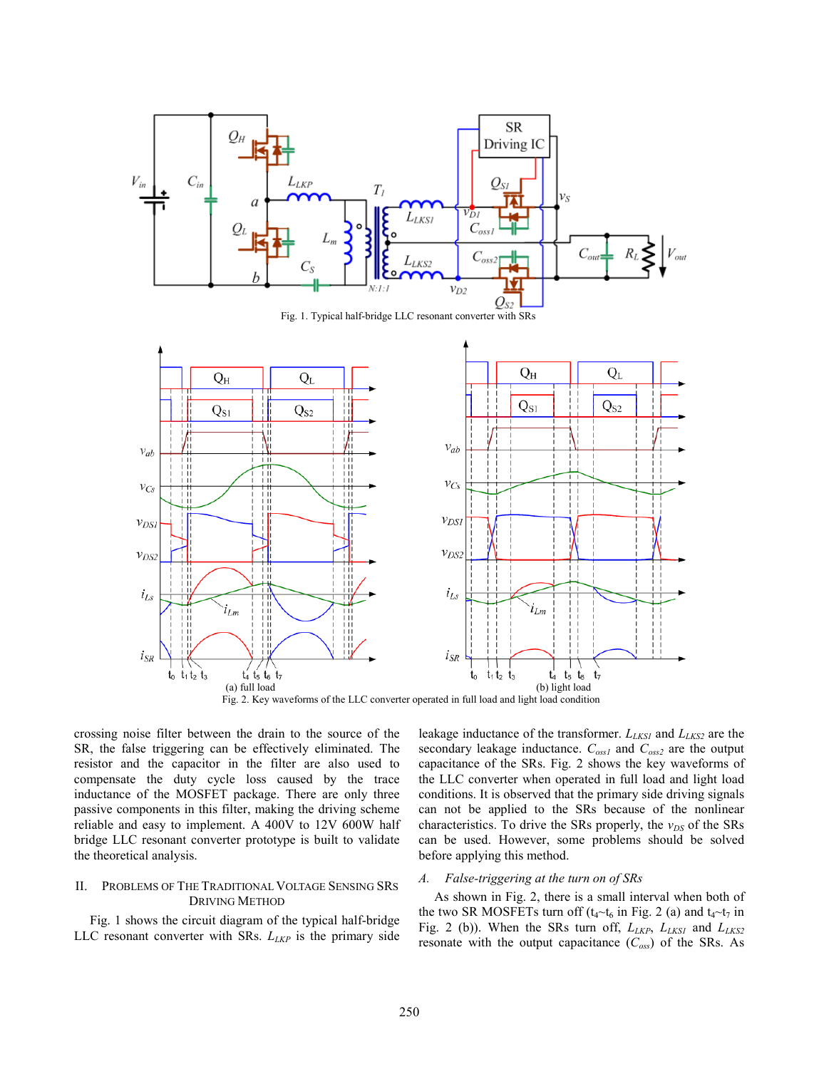Fig. 1. Typical half-bridge LLC resonant converter with SRs

(a) full load

(b) light load

Fig. 2. Key waveforms of the LLC converter operated in full load and light load condition

crossing noise filter between the drain to the source of the SR, the false triggering can be effectively eliminated. The resistor and the capacitor in the filter are also used to compensate the duty cycle loss caused by the trace inductance of the MOSFET package. There are only three passive components in this filter, making the driving scheme reliable and easy to implement. A 400V to 12V 600W half bridge LLC resonant converter prototype is built to validate the theoretical analysis.

## II. Problems of The Traditional Voltage Sensing SRs Driving Method

Fig. 1 shows the circuit diagram of the typical half-bridge LLC resonant converter with SRs. $L_{LKP}$ is the primary side leakage inductance of the transformer. $L_{LKS1}$ and $L_{LKS2}$ are the secondary leakage inductance. $C_{oss1}$ and $C_{oss2}$ are the output capacitance of the SRs. Fig. 2 shows the key waveforms of the LLC converter when operated in full load and light load conditions. It is observed that the primary side driving signals can not be applied to the SRs because of the nonlinear characteristics. To drive the SRs properly, the $v_{DS}$ of the SRs can be used. However, some problems should be solved before applying this method.

### A. False-triggering at the turn on of SRs

As shown in Fig. 2, there is a small interval when both of the two SR MOSFETs turn off ($t_4$~$t_6$ in Fig. 2 (a) and $t_4$~$t_7$ in Fig. 2 (b)). When the SRs turn off, $L_{LKP}$, $L_{LKS1}$ and $L_{LKS2}$ resonate with the output capacitance ($C_{oss}$) of the SRs. As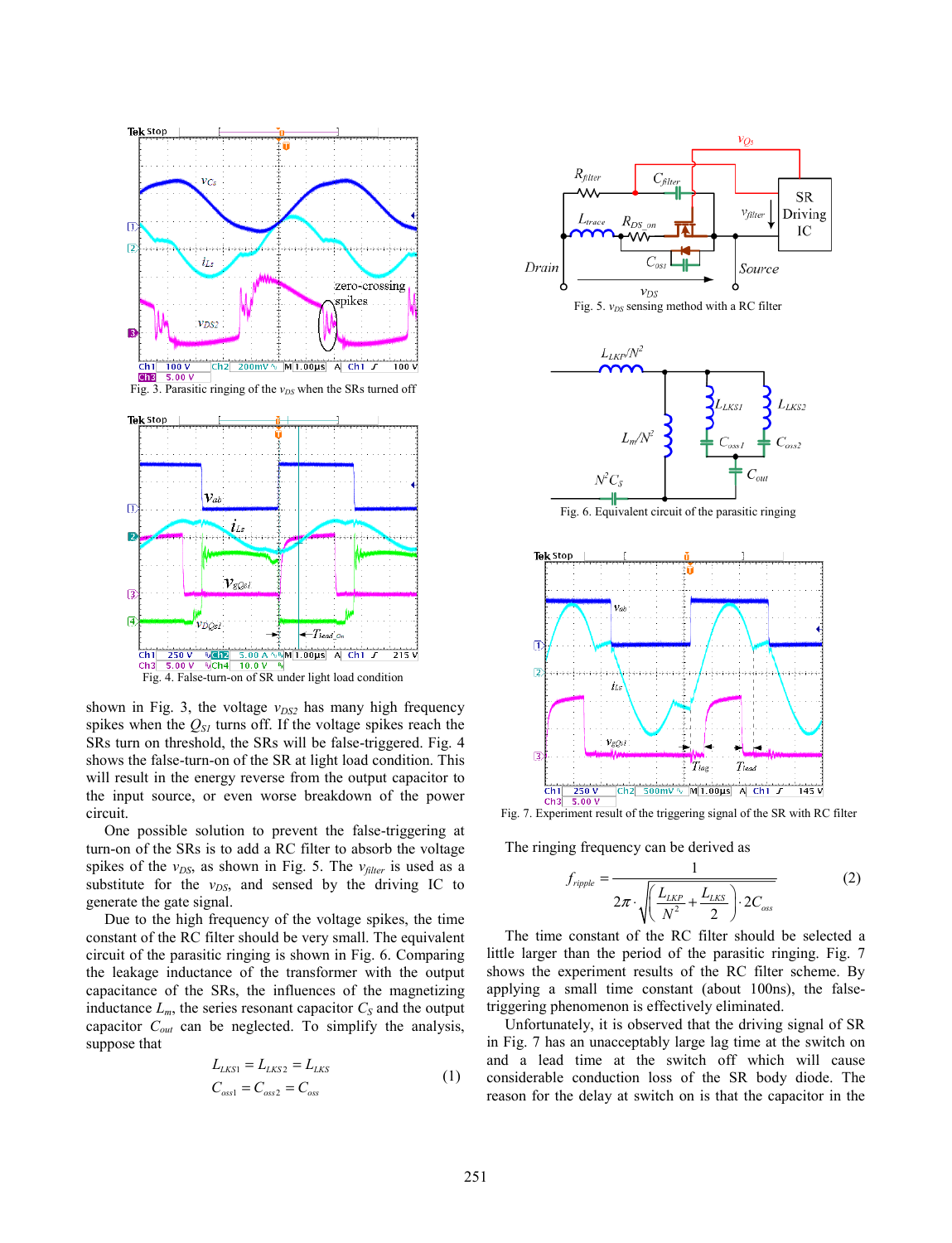Fig. 3. Parasitic ringing of the $v_{DS}$ when the SRs turned off

Fig. 4. False-turn-on of SR under light load condition

shown in Fig. 3, the voltage $v_{DS2}$ has many high frequency spikes when the $Q_{S1}$ turns off. If the voltage spikes reach the SRs turn on threshold, the SRs will be false-triggered. Fig. 4 shows the false-turn-on of the SR at light load condition. This will result in the energy reverse from the output capacitor to the input source, or even worse breakdown of the power circuit.

One possible solution to prevent the false-triggering at turn-on of the SRs is to add a RC filter to absorb the voltage spikes of the $v_{DS}$, as shown in Fig. 5. The $v_{filter}$ is used as a substitute for the $v_{DS}$, and sensed by the driving IC to generate the gate signal.

Due to the high frequency of the voltage spikes, the time constant of the RC filter should be very small. The equivalent circuit of the parasitic ringing is shown in Fig. 6. Comparing the leakage inductance of the transformer with output capacitance of the SRs, the influences of the magnetizing inductance $L_m$, the series resonant capacitor $C_S$ and the output capacitor $C_{out}$ can be neglected. To simplify the analysis, suppose that

$$L_{LKS1} = L_{LKS2} = L_{LKS}$$
$$C_{oss1} = C_{oss2} = C_{oss} \tag{1}$$

Fig. 5. $v_{DS}$ sensing method with a RC filter

Fig. 6. Equivalent circuit of the parasitic ringing

Fig. 7. Experiment result of the triggering signal of the SR with RC filter

The ringing frequency can be derived as

$$f_{ripple} = \frac{1}{2\pi \cdot \sqrt{\left(\frac{L_{LKP}}{N^2} + \frac{L_{LKS}}{2}\right) \cdot 2C_{oss}}} \tag{2}$$

The time constant of the RC filter should be selected a little larger than the period of the parasitic ringing. Fig. 7 shows the experiment results of the RC filter scheme. By applying a small time constant (about 100ns), the false-triggering phenomenon is effectively eliminated.

Unfortunately, it is observed that the driving signal of SR in Fig. 7 has an unacceptably large lag time at the switch on and a lead time at the switch off which will cause considerable conduction loss of the SR body diode. The reason for the delay at switch on is that the capacitor in the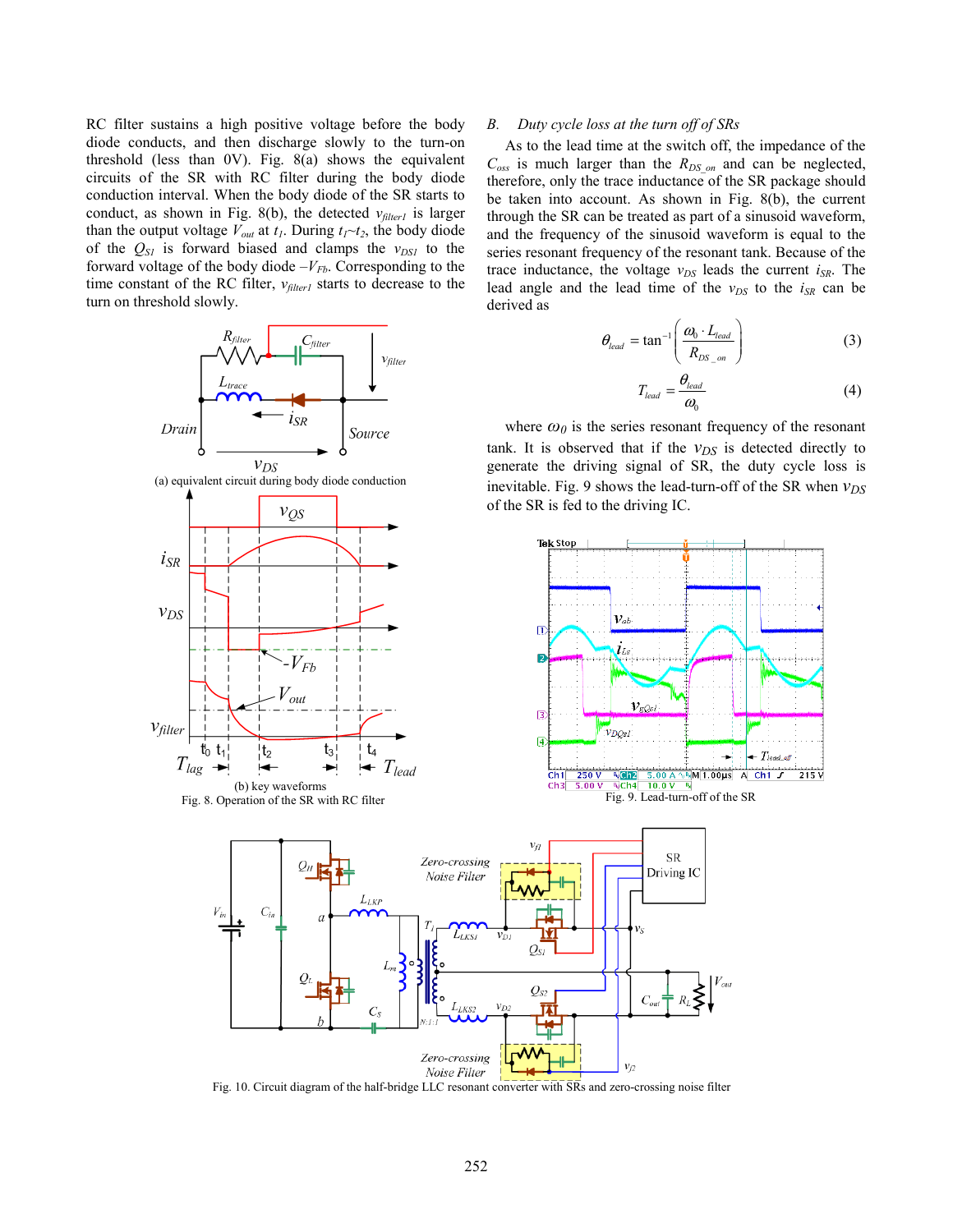RC filter sustains a high positive voltage before the body diode conducts, and then discharge slowly to the turn-on threshold (less than 0V). Fig. 8(a) shows the equivalent circuits of the SR with RC filter during the body diode conduction interval. When the body diode of the SR starts to conduct, as shown in Fig. 8(b), the detected $v_{filter1}$ is larger than the output voltage $V_{out}$ at $t_1$. During $t_1$~$t_2$, the body diode of the $Q_{S1}$ is forward biased and clamps the $v_{DS1}$ to the forward voltage of the body diode $-V_{Fb}$. Corresponding to the time constant of the RC filter, $v_{filter1}$ starts to decrease to the turn on threshold slowly.

(a) equivalent circuit during body diode conduction

(b) key waveforms

Fig. 8. Operation of the SR with RC filter

### B. Duty cycle loss at the turn off of SRs

As to the lead time at the switch off, the impedance of the $C_{oss}$ is much larger than the $R_{DS\_on}$ and can be neglected, therefore, only the trace inductance of the SR package should be taken into account. As shown in Fig. 8(b), the current through the SR can be treated as part of a sinusoid waveform, and the frequency of the sinusoid waveform is equal to the series resonant frequency of the resonant tank. Because of the trace inductance, the voltage $v_{DS}$ leads the current $i_{SR}$. The lead angle and the lead time of the $v_{DS}$ to the $i_{SR}$ can be derived as

$$\theta_{lead} = \tan^{-1}\left(\frac{\omega_0 \cdot L_{lead}}{R_{DS\_on}}\right) \tag{3}$$

$$T_{lead} = \frac{\theta_{lead}}{\omega_0} \tag{4}$$

where $\omega_0$ is the series resonant frequency of the resonant tank. It is observed that if the $v_{DS}$ is detected directly to generate the driving signal of SR, the duty cycle loss is inevitable. Fig. 9 shows the lead-turn-off of the SR when $v_{DS}$ of the SR is fed to the driving IC.

Fig. 9. Lead-turn-off of the SR

Fig. 10. Circuit diagram of the half-bridge LLC resonant converter with SRs and zero-crossing noise filter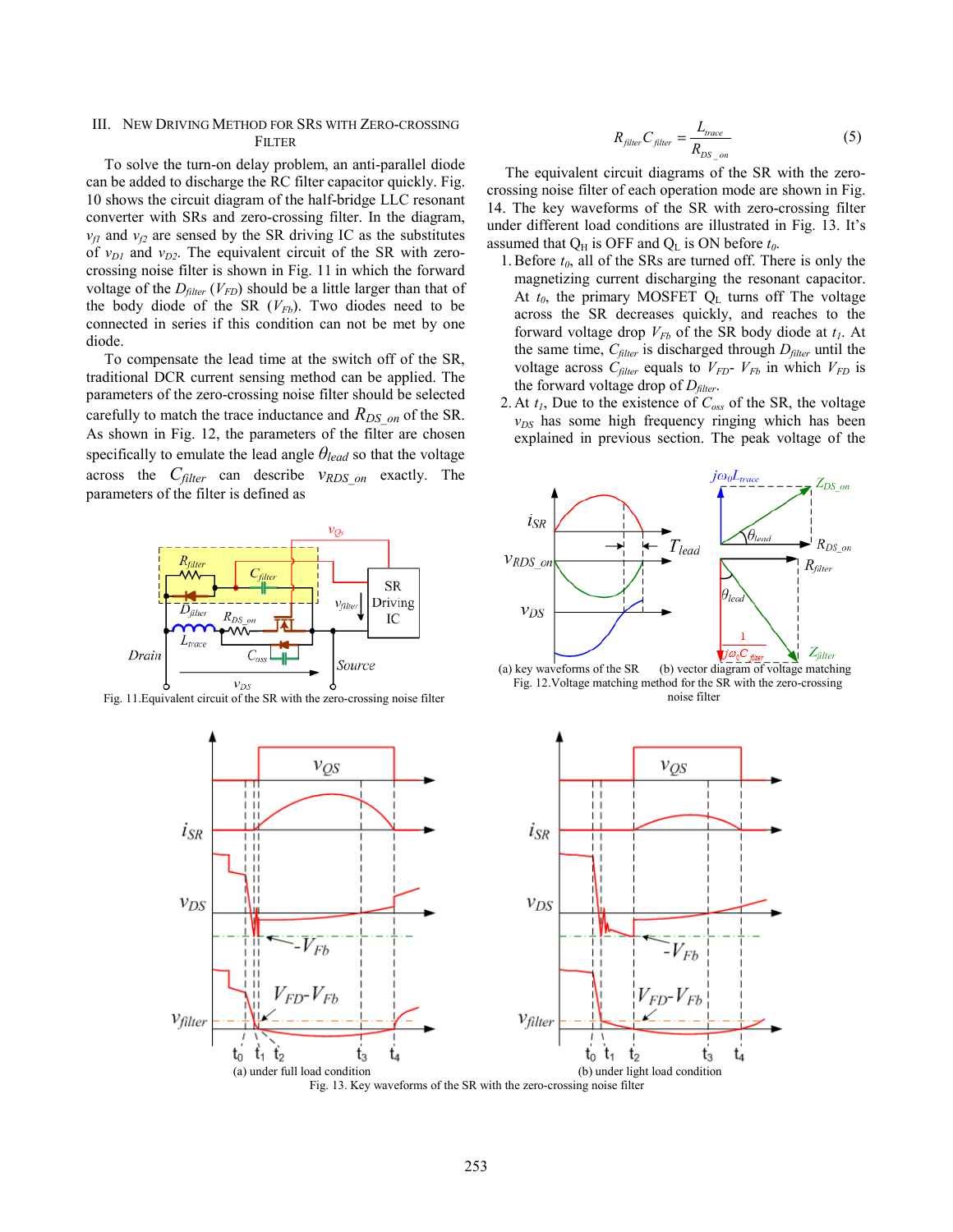## III. New Driving Method for SRs with Zero-crossing Filter

To solve the turn-on delay problem, an anti-parallel diode can be added to discharge the RC filter capacitor quickly. Fig. 10 shows the circuit diagram of the half-bridge LLC resonant converter with SRs and zero-crossing filter. In the diagram, $v_{f1}$ and $v_{f2}$ are sensed by the SR driving IC as the substitutes of $v_{D1}$ and $v_{D2}$. The equivalent circuit of the SR with zero-crossing noise filter is shown in Fig. 11 in which the forward voltage of the $D_{filter}$ ($V_{FD}$) should be a little larger than that of the body diode of the SR ($V_{Fb}$). Two diodes need to be connected in series if this condition can not be met by one diode.

To compensate the lead time at the switch off of the SR, traditional DCR current sensing method can be applied. The parameters of the zero-crossing noise filter should be selected carefully to match the trace inductance and $R_{DS\_on}$ of the SR. As shown in Fig. 12, the parameters of the filter are chosen specifically to emulate the lead angle $\theta_{lead}$ so that the voltage across the $C_{filter}$ can describe $v_{RDS\_on}$ exactly. The parameters of the filter is defined as

$$R_{filter}C_{filter} = \frac{L_{trace}}{R_{DS\_on}} \tag{5}$$

The equivalent circuit diagrams of the SR with the zero-crossing noise filter of each operation mode are shown in Fig. 14. The key waveforms of the SR with zero-crossing filter under different load conditions are illustrated in Fig. 13. It's assumed that $Q_H$ is OFF and $Q_L$ is ON before $t_0$.

1. Before $t_0$, all of the SRs are turned off. There is only the magnetizing current discharging the resonant capacitor. At $t_0$, the primary MOSFET $Q_L$ turns off The voltage across the SR decreases quickly, and reaches to the forward voltage drop $V_{Fb}$ of the SR body diode at $t_1$. At the same time, $C_{filter}$ is discharged through $D_{filter}$ until the voltage across $C_{filter}$ equals to $V_{FD}$- $V_{Fb}$ in which $V_{FD}$ is the forward voltage drop of $D_{filter}$.
2. At $t_1$, Due to the existence of $C_{oss}$ of the SR, the voltage $v_{DS}$ has some high frequency ringing which has been explained in previous section. The peak voltage of the

Fig. 11.Equivalent circuit of the SR with the zero-crossing noise filter

(a) key waveforms of the SR (b) vector diagram of voltage matching

Fig. 12.Voltage matching method for the SR with the zero-crossing noise filter

(a) under full load condition

(b) under light load condition

Fig. 13. Key waveforms of the SR with the zero-crossing noise filter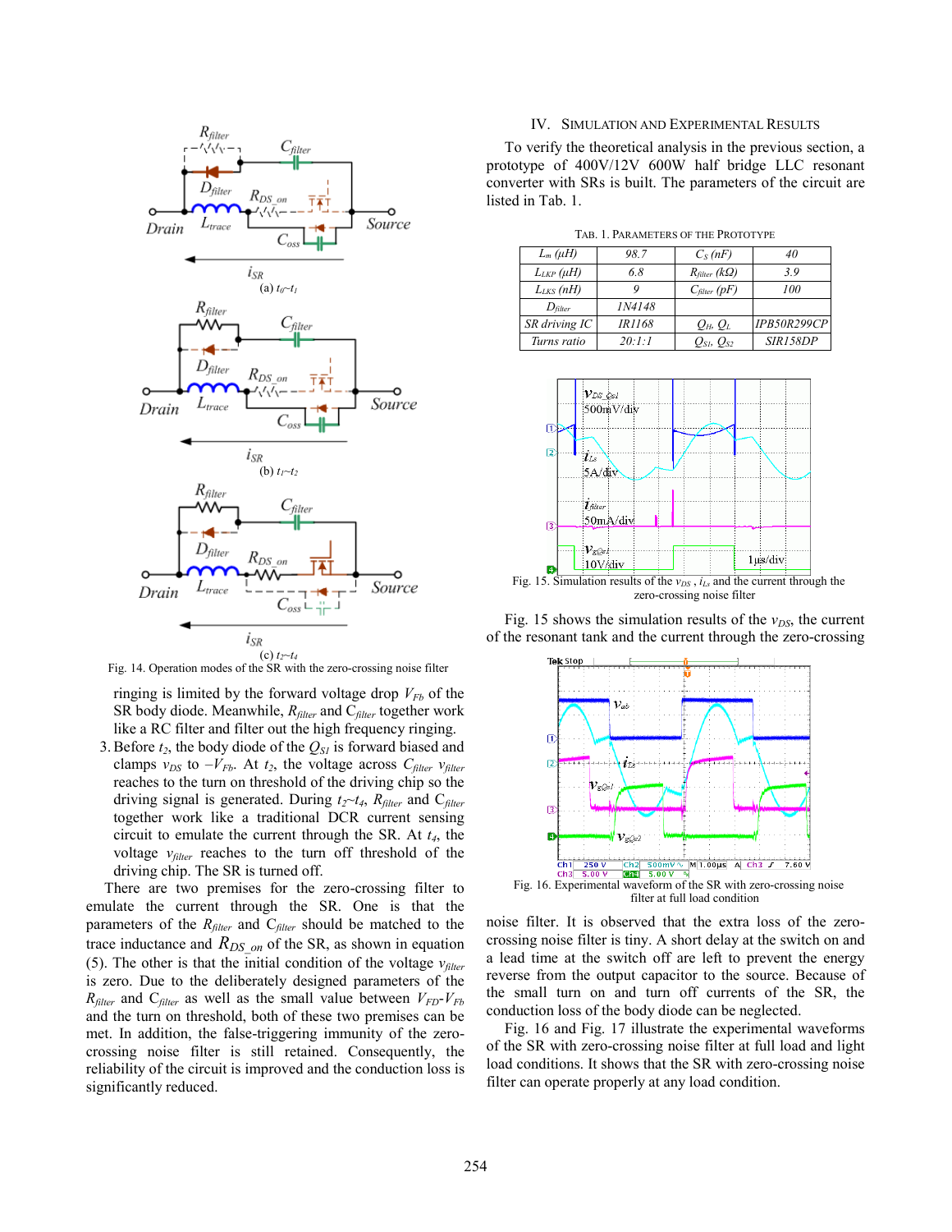Fig. 14. Operation modes of the SR with the zero-crossing noise filter

ringing is limited by the forward voltage drop $V_{Fb}$ of the SR body diode. Meanwhile, $R_{filter}$ and $C_{filter}$ together work like a RC filter and filter out the high frequency ringing.

3. Before $t_2$, the body diode of the $Q_{S1}$ is forward biased and clamps $v_{DS}$ to $-V_{Fb}$. At $t_2$, the voltage across $C_{filter}$ $v_{filter}$ reaches to the turn on threshold of the driving chip so the driving signal is generated. During $t_2$~$t_4$, $R_{filter}$ and $C_{filter}$ together work like a traditional DCR current sensing circuit to emulate the current through the SR. At $t_4$, the voltage $v_{filter}$ reaches to the turn off threshold of the driving chip. The SR is turned off.

There are two premises for the zero-crossing filter to emulate the current through the SR. One is that the parameters of the $R_{filter}$ and $C_{filter}$ should be matched to the trace inductance and $R_{DS\_on}$ of the SR, as shown in equation (5). The other is that the initial condition of the voltage $v_{filter}$ is zero. Due to the deliberately designed parameters of the $R_{filter}$ and $C_{filter}$ as well as the small value between $V_{FD}$-$V_{Fb}$ and the turn on threshold, both of these two premises can be met. In addition, the false-triggering immunity of the zero-crossing noise filter is still retained. Consequently, the reliability of the circuit is improved and the conduction loss is significantly reduced.

## IV. Simulation and Experimental Results

To verify the theoretical analysis in the previous section, a prototype of 400V/12V 600W half bridge LLC resonant converter with SRs is built. The parameters of the circuit are listed in Tab. 1.

Tab. 1. Parameters of the Prototype

| | | | |
|---|---|---|---|
| $L_m$ ($\mu H$) | 98.7 | $C_S$ ($nF$) | 40 |
| $L_{LKP}$ ($\mu H$) | 6.8 | $R_{filter}$ ($k\Omega$) | 3.9 |
| $L_{LKS}$ ($nH$) | 9 | $C_{filter}$ ($pF$) | 100 |
| $D_{filter}$ | 1N4148 | | |
| SR driving IC | IR1168 | $Q_H$, $Q_L$ | IPB50R299CP |
| Turns ratio | 20:1:1 | $Q_{S1}$, $Q_{S2}$ | SIR158DP |

Fig. 15. Simulation results of the $v_{DS}$ , $i_{Ls}$ and the current through the zero-crossing noise filter

Fig. 15 shows the simulation results of the $v_{DS}$, the current of the resonant tank and the current through the zero-crossing noise filter. It is observed that the extra loss of the zero-crossing noise filter is tiny. A short delay at the switch on and a lead time at the switch off are left to prevent the energy reverse from the output capacitor to the source. Because of the small turn on and turn off currents of the SR, the conduction loss of the body diode can be neglected.

Fig. 16. Experimental waveform of the SR with zero-crossing noise filter at full load condition

Fig. 16 and Fig. 17 illustrate the experimental waveforms of the SR with zero-crossing noise filter at full load and light load conditions. It shows that the SR with zero-crossing noise filter can operate properly at any load condition.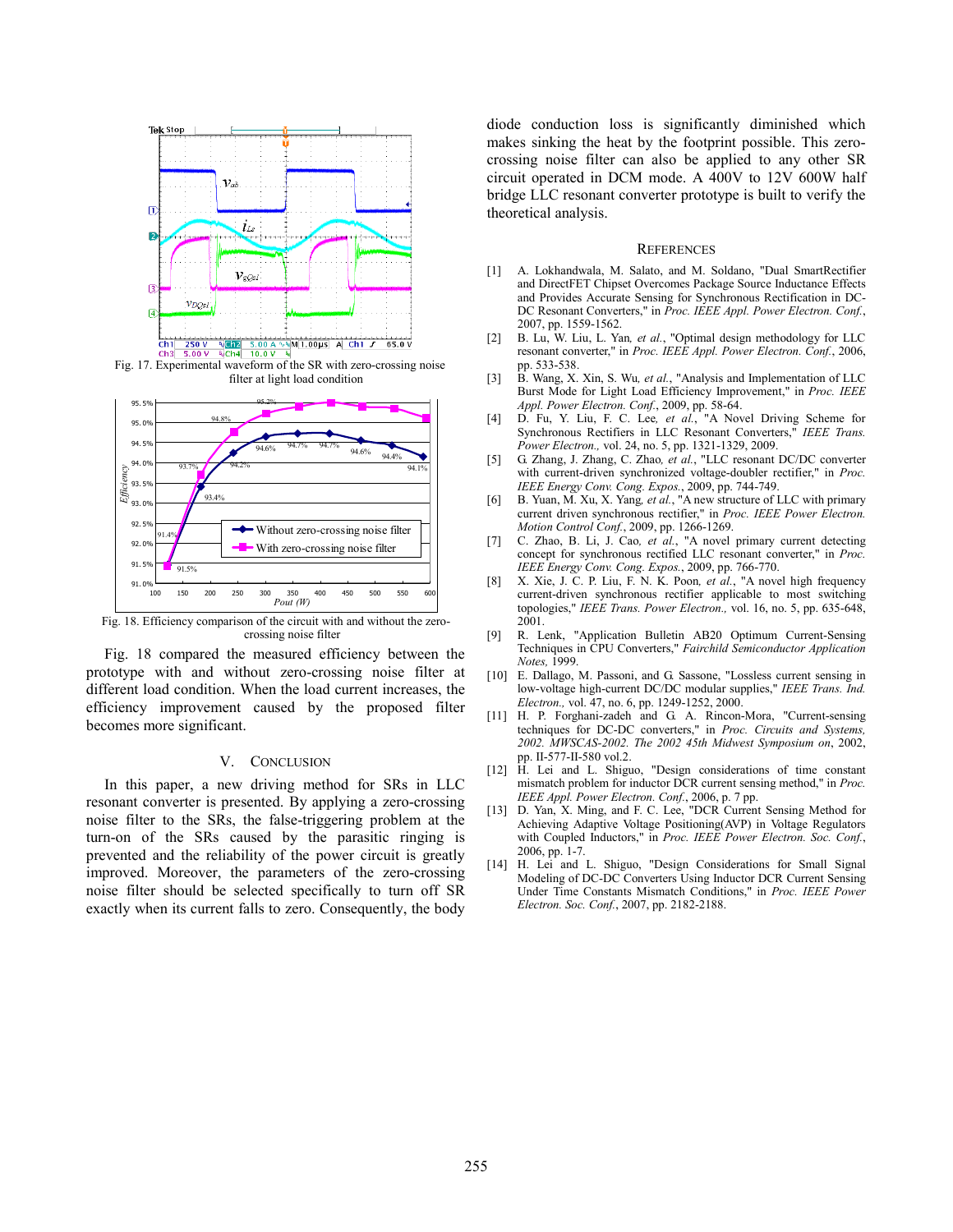Tek Stop

$v_{ab}$

$i_{Lr}$

$v_{gQs1}$

$v_{DQs1}$

Ch1 250 V Ch2 5.00 A M 1.00µs A Ch1 ∫ 65.0 V
Ch3 5.00 V Ch4 10.0 V

Fig. 17. Experimental waveform of the SR with zero-crossing noise filter at light load condition

95.5%
95.0%
94.5%
94.0%
93.5%
93.0%
92.5%
92.0%
91.5%
91.0%

Efficiency

100 150 200 250 300 350 400 450 500 550 600

Pout (W)

94.8% 95.2% 93.7% 94.2% 94.6% 94.7% 94.7% 94.6% 94.4% 94.1% 93.4% 91.4% 91.5%

Without zero-crossing noise filter

With zero-crossing noise filter

Fig. 18. Efficiency comparison of the circuit with and without the zero-crossing noise filter

Fig. 18 compared the measured efficiency between the prototype with and without zero-crossing noise filter at different load condition. When the load current increases, the efficiency improvement caused by the proposed filter becomes more significant.

## V. Conclusion

In this paper, a new driving method for SRs in LLC resonant converter is presented. By applying a zero-crossing noise filter to the SRs, the false-triggering problem at the turn-on of the SRs caused by the parasitic ringing is prevented and the reliability of the power circuit is greatly improved. Moreover, the parameters of the zero-crossing noise filter should be selected specifically to turn off SR exactly when its current falls to zero. Consequently, the body diode conduction loss is significantly diminished which makes sinking the heat by the footprint possible. This zero-crossing noise filter can also be applied to any other SR circuit operated in DCM mode. A 400V to 12V 600W half bridge LLC resonant converter prototype is built to verify the theoretical analysis.

## References

[1] A. Lokhandwala, M. Salato, and M. Soldano, "Dual SmartRectifier and DirectFET Chipset Overcomes Package Source Inductance Effects and Provides Accurate Sensing for Synchronous Rectification in DC-DC Resonant Converters," in *Proc. IEEE Appl. Power Electron. Conf.*, 2007, pp. 1559-1562.

[2] B. Lu, W. Liu, L. Yan*, et al.*, "Optimal design methodology for LLC resonant converter," in *Proc. IEEE Appl. Power Electron. Conf.*, 2006, pp. 533-538.

[3] B. Wang, X. Xin, S. Wu*, et al.*, "Analysis and Implementation of LLC Burst Mode for Light Load Efficiency Improvement," in *Proc. IEEE Appl. Power Electron. Conf.*, 2009, pp. 58-64.

[4] D. Fu, Y. Liu, F. C. Lee*, et al.*, "A Novel Driving Scheme for Synchronous Rectifiers in LLC Resonant Converters," *IEEE Trans. Power Electron.,* vol. 24, no. 5, pp. 1321-1329, 2009.

[5] G. Zhang, J. Zhang, C. Zhao*, et al.*, "LLC resonant DC/DC converter with current-driven synchronized voltage-doubler rectifier," in *Proc. IEEE Energy Conv. Cong. Expos.*, 2009, pp. 744-749.

[6] B. Yuan, M. Xu, X. Yang*, et al.*, "A new structure of LLC with primary current driven synchronous rectifier," in *Proc. IEEE Power Electron. Motion Control Conf.*, 2009, pp. 1266-1269.

[7] C. Zhao, B. Li, J. Cao*, et al.*, "A novel primary current detecting concept for synchronous rectified LLC resonant converter," in *Proc. IEEE Energy Conv. Cong. Expos.*, 2009, pp. 766-770.

[8] X. Xie, J. C. P. Liu, F. N. K. Poon*, et al.*, "A novel high frequency current-driven synchronous rectifier applicable to most switching topologies," *IEEE Trans. Power Electron.,* vol. 16, no. 5, pp. 635-648, 2001.

[9] R. Lenk, "Application Bulletin AB20 Optimum Current-Sensing Techniques in CPU Converters," *Fairchild Semiconductor Application Notes,* 1999.

[10] E. Dallago, M. Passoni, and G. Sassone, "Lossless current sensing in low-voltage high-current DC/DC modular supplies," *IEEE Trans. Ind. Electron.,* vol. 47, no. 6, pp. 1249-1252, 2000.

[11] H. P. Forghani-zadeh and G. A. Rincon-Mora, "Current-sensing techniques for DC-DC converters," in *Proc. Circuits and Systems, 2002. MWSCAS-2002. The 2002 45th Midwest Symposium on*, 2002, pp. II-577-II-580 vol.2.

[12] H. Lei and L. Shiguo, "Design considerations of time constant mismatch problem for inductor DCR current sensing method," in *Proc. IEEE Appl. Power Electron. Conf.*, 2006, p. 7 pp.

[13] D. Yan, X. Ming, and F. C. Lee, "DCR Current Sensing Method for Achieving Adaptive Voltage Positioning(AVP) in Voltage Regulators with Coupled Inductors," in *Proc. IEEE Power Electron. Soc. Conf.*, 2006, pp. 1-7.

[14] H. Lei and L. Shiguo, "Design Considerations for Small Signal Modeling of DC-DC Converters Using Inductor DCR Current Sensing Under Time Constants Mismatch Conditions," in *Proc. IEEE Power Electron. Soc. Conf.*, 2007, pp. 2182-2188.